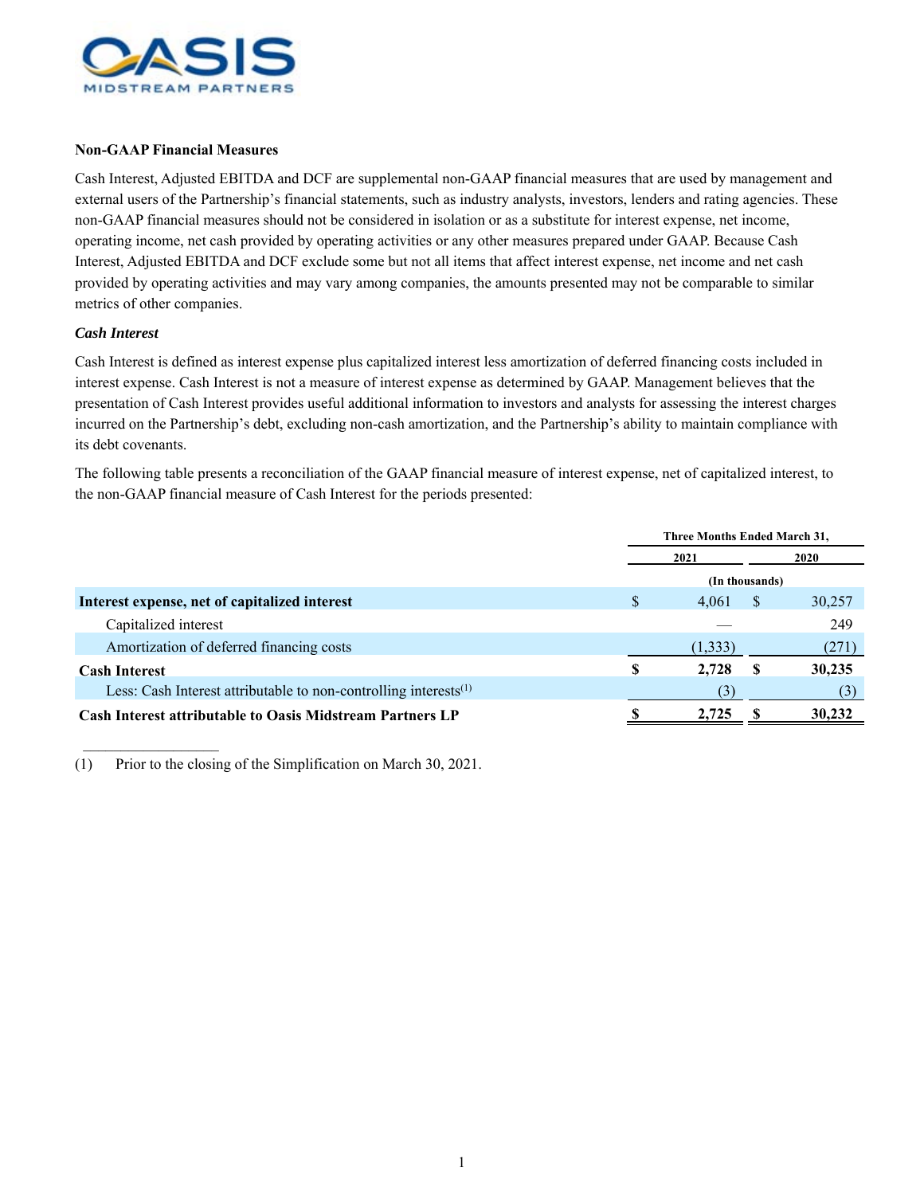### Non-GAAP Financial Measures

Cash Interest, Adjusted EBITDA and DCF are supplemental non-GAAP financial measures that are used by management and external users of the Partnership's financial statements, such as industry analysts, investors, lenders and rating agencies. These non-GAAP financial measures should not be considered in isolation or as a substitute for interest expense, net income, operating income, net cash provided by operating activities or any other measures prepared under GAAP. Because Cash Interest, Adjusted EBITDA and DCF exclude some but not all items that affect interest expense, net income and net cash provided by operating activities and may vary among companies, the amounts presented may not be comparable to similar metrics of other companies.

***Cash Interest***

Cash Interest is defined as interest expense plus capitalized interest less amortization of deferred financing costs included in interest expense. Cash Interest is not a measure of interest expense as determined by GAAP. Management believes that the presentation of Cash Interest provides useful additional information to investors and analysts for assessing the interest charges incurred on the Partnership's debt, excluding non-cash amortization, and the Partnership's ability to maintain compliance with its debt covenants.

The following table presents a reconciliation of the GAAP financial measure of interest expense, net of capitalized interest, to the non-GAAP financial measure of Cash Interest for the periods presented:

| | Three Months Ended March 31, | |
|---|---|---|
| | 2021 | 2020 |
| | (In thousands) | |
| **Interest expense, net of capitalized interest** | $ 4,061 | $ 30,257 |
| Capitalized interest | — | 249 |
| Amortization of deferred financing costs | (1,333) | (271) |
| **Cash Interest** | **$ 2,728** | **$ 30,235** |
| Less: Cash Interest attributable to non-controlling interests[(1)] | (3) | (3) |
| **Cash Interest attributable to Oasis Midstream Partners LP** | **$ 2,725** | **$ 30,232** |

(1) Prior to the closing of the Simplification on March 30, 2021.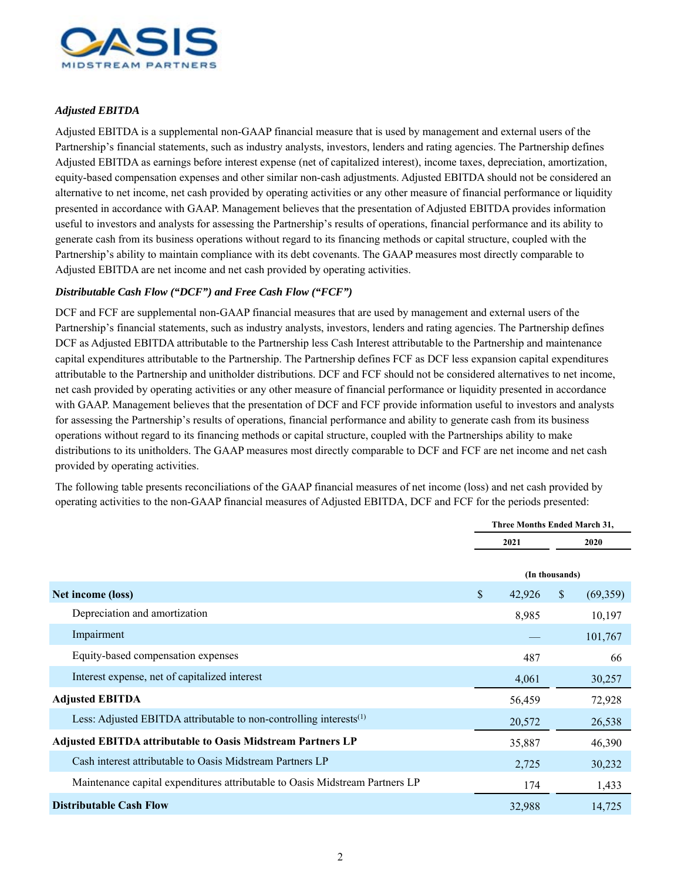### *Adjusted EBITDA*

Adjusted EBITDA is a supplemental non-GAAP financial measure that is used by management and external users of the Partnership's financial statements, such as industry analysts, investors, lenders and rating agencies. The Partnership defines Adjusted EBITDA as earnings before interest expense (net of capitalized interest), income taxes, depreciation, amortization, equity-based compensation expenses and other similar non-cash adjustments. Adjusted EBITDA should not be considered an alternative to net income, net cash provided by operating activities or any other measure of financial performance or liquidity presented in accordance with GAAP. Management believes that the presentation of Adjusted EBITDA provides information useful to investors and analysts for assessing the Partnership's results of operations, financial performance and its ability to generate cash from its business operations without regard to its financing methods or capital structure, coupled with the Partnership's ability to maintain compliance with its debt covenants. The GAAP measures most directly comparable to Adjusted EBITDA are net income and net cash provided by operating activities.

### *Distributable Cash Flow ("DCF") and Free Cash Flow ("FCF")*

DCF and FCF are supplemental non-GAAP financial measures that are used by management and external users of the Partnership's financial statements, such as industry analysts, investors, lenders and rating agencies. The Partnership defines DCF as Adjusted EBITDA attributable to the Partnership less Cash Interest attributable to the Partnership and maintenance capital expenditures attributable to the Partnership. The Partnership defines FCF as DCF less expansion capital expenditures attributable to the Partnership and unitholder distributions. DCF and FCF should not be considered alternatives to net income, net cash provided by operating activities or any other measure of financial performance or liquidity presented in accordance with GAAP. Management believes that the presentation of DCF and FCF provide information useful to investors and analysts for assessing the Partnership's results of operations, financial performance and ability to generate cash from its business operations without regard to its financing methods or capital structure, coupled with the Partnerships ability to make distributions to its unitholders. The GAAP measures most directly comparable to DCF and FCF are net income and net cash provided by operating activities.

The following table presents reconciliations of the GAAP financial measures of net income (loss) and net cash provided by operating activities to the non-GAAP financial measures of Adjusted EBITDA, DCF and FCF for the periods presented:

| | Three Months Ended March 31, | |
|---|---|---|
| | 2021 | 2020 |
| | (In thousands) | |
| **Net income (loss)** | $ 42,926 | $ (69,359) |
| Depreciation and amortization | 8,985 | 10,197 |
| Impairment | — | 101,767 |
| Equity-based compensation expenses | 487 | 66 |
| Interest expense, net of capitalized interest | 4,061 | 30,257 |
| **Adjusted EBITDA** | 56,459 | 72,928 |
| Less: Adjusted EBITDA attributable to non-controlling interests[(1)] | 20,572 | 26,538 |
| **Adjusted EBITDA attributable to Oasis Midstream Partners LP** | 35,887 | 46,390 |
| Cash interest attributable to Oasis Midstream Partners LP | 2,725 | 30,232 |
| Maintenance capital expenditures attributable to Oasis Midstream Partners LP | 174 | 1,433 |
| **Distributable Cash Flow** | 32,988 | 14,725 |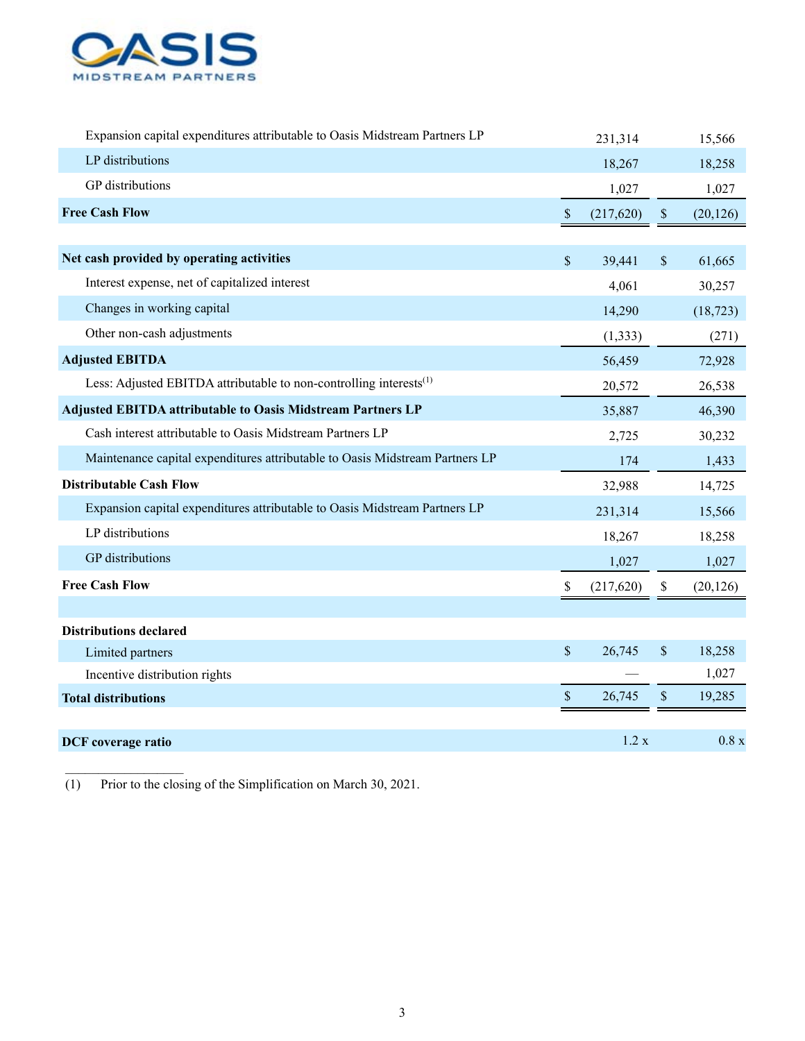| | | |
|---|---|---|
| Expansion capital expenditures attributable to Oasis Midstream Partners LP | 231,314 | 15,566 |
| LP distributions | 18,267 | 18,258 |
| GP distributions | 1,027 | 1,027 |
| **Free Cash Flow** | $ (217,620) | $ (20,126) |
| | | |
| **Net cash provided by operating activities** | $ 39,441 | $ 61,665 |
| Interest expense, net of capitalized interest | 4,061 | 30,257 |
| Changes in working capital | 14,290 | (18,723) |
| Other non-cash adjustments | (1,333) | (271) |
| **Adjusted EBITDA** | 56,459 | 72,928 |
| Less: Adjusted EBITDA attributable to non-controlling interests[(1)] | 20,572 | 26,538 |
| **Adjusted EBITDA attributable to Oasis Midstream Partners LP** | 35,887 | 46,390 |
| Cash interest attributable to Oasis Midstream Partners LP | 2,725 | 30,232 |
| Maintenance capital expenditures attributable to Oasis Midstream Partners LP | 174 | 1,433 |
| **Distributable Cash Flow** | 32,988 | 14,725 |
| Expansion capital expenditures attributable to Oasis Midstream Partners LP | 231,314 | 15,566 |
| LP distributions | 18,267 | 18,258 |
| GP distributions | 1,027 | 1,027 |
| **Free Cash Flow** | $ (217,620) | $ (20,126) |
| | | |
| **Distributions declared** | | |
| Limited partners | $ 26,745 | $ 18,258 |
| Incentive distribution rights | — | 1,027 |
| **Total distributions** | $ 26,745 | $ 19,285 |
| | | |
| **DCF coverage ratio** | 1.2 x | 0.8 x |

(1) Prior to the closing of the Simplification on March 30, 2021.